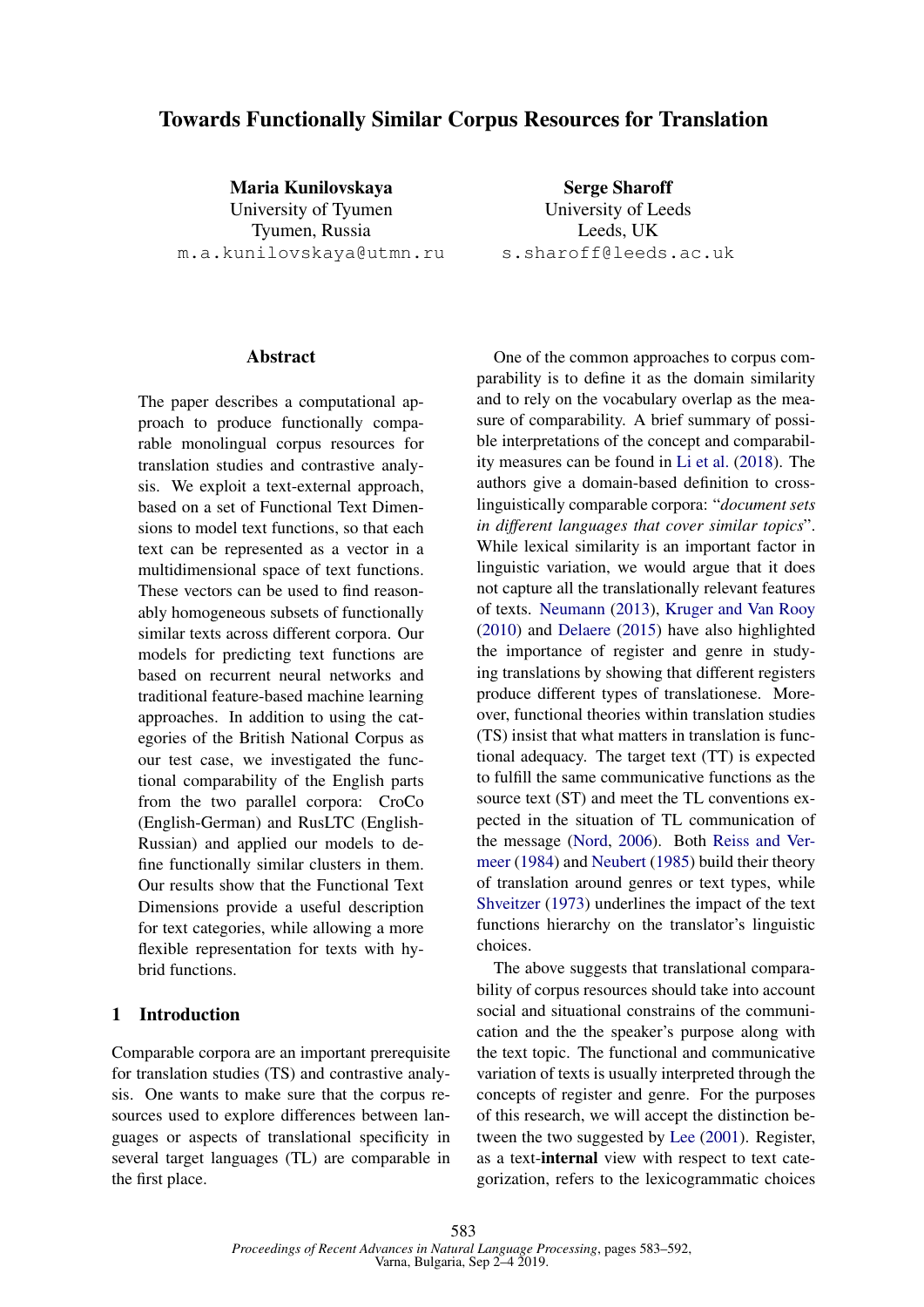# Towards Functionally Similar Corpus Resources for Translation

**Maria Kunilovskaya**
University of Tyumen
Tyumen, Russia
m.a.kunilovskaya@utmn.ru

**Serge Sharoff**
University of Leeds
Leeds, UK
s.sharoff@leeds.ac.uk

## Abstract

The paper describes a computational approach to produce functionally comparable monolingual corpus resources for translation studies and contrastive analysis. We exploit a text-external approach, based on a set of Functional Text Dimensions to model text functions, so that each text can be represented as a vector in a multidimensional space of text functions. These vectors can be used to find reasonably homogeneous subsets of functionally similar texts across different corpora. Our models for predicting text functions are based on recurrent neural networks and traditional feature-based machine learning approaches. In addition to using the categories of the British National Corpus as our test case, we investigated the functional comparability of the English parts from the two parallel corpora: CroCo (English-German) and RusLTC (English-Russian) and applied our models to define functionally similar clusters in them. Our results show that the Functional Text Dimensions provide a useful description for text categories, while allowing a more flexible representation for texts with hybrid functions.

## 1 Introduction

Comparable corpora are an important prerequisite for translation studies (TS) and contrastive analysis. One wants to make sure that the corpus resources used to explore differences between languages or aspects of translational specificity in several target languages (TL) are comparable in the first place.

One of the common approaches to corpus comparability is to define it as the domain similarity and to rely on the vocabulary overlap as the measure of comparability. A brief summary of possible interpretations of the concept and comparability measures can be found in Li et al. (2018). The authors give a domain-based definition to cross-linguistically comparable corpora: "*document sets in different languages that cover similar topics*". While lexical similarity is an important factor in linguistic variation, we would argue that it does not capture all the translationally relevant features of texts. Neumann (2013), Kruger and Van Rooy (2010) and Delaere (2015) have also highlighted the importance of register and genre in studying translations by showing that different registers produce different types of translationese. Moreover, functional theories within translation studies (TS) insist that what matters in translation is functional adequacy. The target text (TT) is expected to fulfill the same communicative functions as the source text (ST) and meet the TL conventions expected in the situation of TL communication of the message (Nord, 2006). Both Reiss and Vermeer (1984) and Neubert (1985) build their theory of translation around genres or text types, while Shveitzer (1973) underlines the impact of the text functions hierarchy on the translator's linguistic choices.

The above suggests that translational comparability of corpus resources should take into account social and situational constrains of the communication and the the speaker's purpose along with the text topic. The functional and communicative variation of texts is usually interpreted through the concepts of register and genre. For the purposes of this research, we will accept the distinction between the two suggested by Lee (2001). Register, as a text-**internal** view with respect to text categorization, refers to the lexicogrammatic choices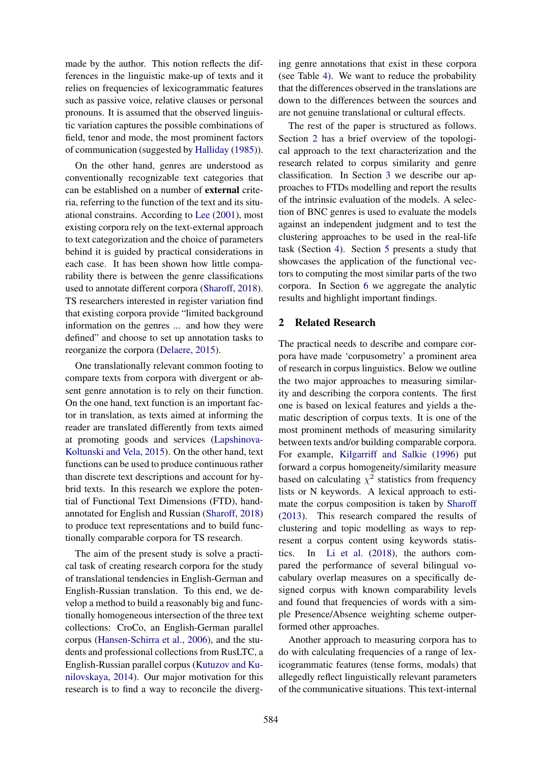made by the author. This notion reflects the differences in the linguistic make-up of texts and it relies on frequencies of lexicogrammatic features such as passive voice, relative clauses or personal pronouns. It is assumed that the observed linguistic variation captures the possible combinations of field, tenor and mode, the most prominent factors of communication (suggested by Halliday (1985)).

On the other hand, genres are understood as conventionally recognizable text categories that can be established on a number of **external** criteria, referring to the function of the text and its situational constrains. According to Lee (2001), most existing corpora rely on the text-external approach to text categorization and the choice of parameters behind it is guided by practical considerations in each case. It has been shown how little comparability there is between the genre classifications used to annotate different corpora (Sharoff, 2018). TS researchers interested in register variation find that existing corpora provide "limited background information on the genres ... and how they were defined" and choose to set up annotation tasks to reorganize the corpora (Delaere, 2015).

One translationally relevant common footing to compare texts from corpora with divergent or absent genre annotation is to rely on their function. On the one hand, text function is an important factor in translation, as texts aimed at informing the reader are translated differently from texts aimed at promoting goods and services (Lapshinova-Koltunski and Vela, 2015). On the other hand, text functions can be used to produce continuous rather than discrete text descriptions and account for hybrid texts. In this research we explore the potential of Functional Text Dimensions (FTD), hand-annotated for English and Russian (Sharoff, 2018) to produce text representations and to build functionally comparable corpora for TS research.

The aim of the present study is solve a practical task of creating research corpora for the study of translational tendencies in English-German and English-Russian translation. To this end, we develop a method to build a reasonably big and functionally homogeneous intersection of the three text collections: CroCo, an English-German parallel corpus (Hansen-Schirra et al., 2006), and the students and professional collections from RusLTC, a English-Russian parallel corpus (Kutuzov and Kunilovskaya, 2014). Our major motivation for this research is to find a way to reconcile the diverging genre annotations that exist in these corpora (see Table 4). We want to reduce the probability that the differences observed in the translations are down to the differences between the sources and are not genuine translational or cultural effects.

The rest of the paper is structured as follows. Section 2 has a brief overview of the topological approach to the text characterization and the research related to corpus similarity and genre classification. In Section 3 we describe our approaches to FTDs modelling and report the results of the intrinsic evaluation of the models. A selection of BNC genres is used to evaluate the models against an independent judgment and to test the clustering approaches to be used in the real-life task (Section 4). Section 5 presents a study that showcases the application of the functional vectors to computing the most similar parts of the two corpora. In Section 6 we aggregate the analytic results and highlight important findings.

## 2 Related Research

The practical needs to describe and compare corpora have made 'corpusometry' a prominent area of research in corpus linguistics. Below we outline the two major approaches to measuring similarity and describing the corpora contents. The first one is based on lexical features and yields a thematic description of corpus texts. It is one of the most prominent methods of measuring similarity between texts and/or building comparable corpora. For example, Kilgarriff and Salkie (1996) put forward a corpus homogeneity/similarity measure based on calculating $\chi^2$ statistics from frequency lists or N keywords. A lexical approach to estimate the corpus composition is taken by Sharoff (2013). This research compared the results of clustering and topic modelling as ways to represent a corpus content using keywords statistics. In Li et al. (2018), the authors compared the performance of several bilingual vocabulary overlap measures on a specifically designed corpus with known comparability levels and found that frequencies of words with a simple Presence/Absence weighting scheme outperformed other approaches.

Another approach to measuring corpora has to do with calculating frequencies of a range of lexicogrammatic features (tense forms, modals) that allegedly reflect linguistically relevant parameters of the communicative situations. This text-internal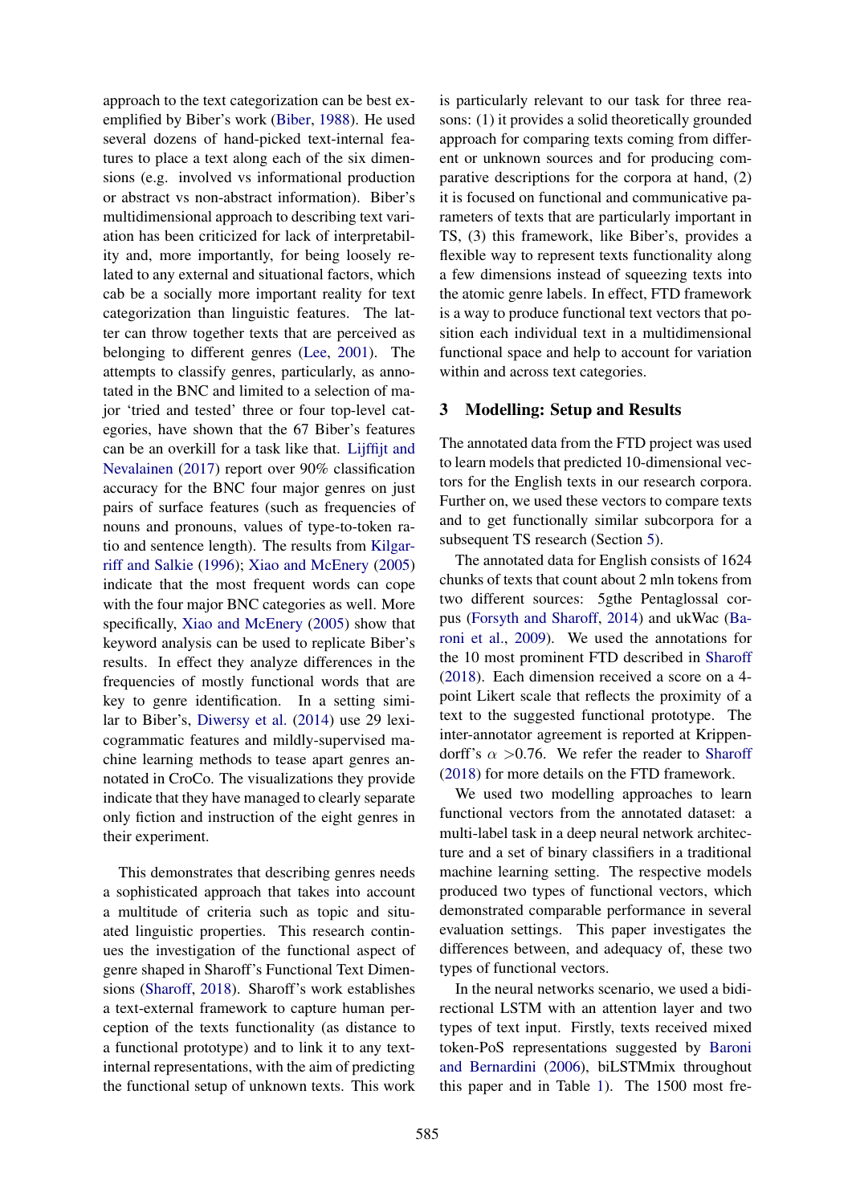approach to the text categorization can be best exemplified by Biber's work (Biber, 1988). He used several dozens of hand-picked text-internal features to place a text along each of the six dimensions (e.g. involved vs informational production or abstract vs non-abstract information). Biber's multidimensional approach to describing text variation has been criticized for lack of interpretability and, more importantly, for being loosely related to any external and situational factors, which cab be a socially more important reality for text categorization than linguistic features. The latter can throw together texts that are perceived as belonging to different genres (Lee, 2001). The attempts to classify genres, particularly, as annotated in the BNC and limited to a selection of major 'tried and tested' three or four top-level categories, have shown that the 67 Biber's features can be an overkill for a task like that. Lijffijt and Nevalainen (2017) report over 90% classification accuracy for the BNC four major genres on just pairs of surface features (such as frequencies of nouns and pronouns, values of type-to-token ratio and sentence length). The results from Kilgarriff and Salkie (1996); Xiao and McEnery (2005) indicate that the most frequent words can cope with the four major BNC categories as well. More specifically, Xiao and McEnery (2005) show that keyword analysis can be used to replicate Biber's results. In effect they analyze differences in the frequencies of mostly functional words that are key to genre identification. In a setting similar to Biber's, Diwersy et al. (2014) use 29 lexicogrammatic features and mildly-supervised machine learning methods to tease apart genres annotated in CroCo. The visualizations they provide indicate that they have managed to clearly separate only fiction and instruction of the eight genres in their experiment.

This demonstrates that describing genres needs a sophisticated approach that takes into account a multitude of criteria such as topic and situated linguistic properties. This research continues the investigation of the functional aspect of genre shaped in Sharoff's Functional Text Dimensions (Sharoff, 2018). Sharoff's work establishes a text-external framework to capture human perception of the texts functionality (as distance to a functional prototype) and to link it to any text-internal representations, with the aim of predicting the functional setup of unknown texts. This work is particularly relevant to our task for three reasons: (1) it provides a solid theoretically grounded approach for comparing texts coming from different or unknown sources and for producing comparative descriptions for the corpora at hand, (2) it is focused on functional and communicative parameters of texts that are particularly important in TS, (3) this framework, like Biber's, provides a flexible way to represent texts functionality along a few dimensions instead of squeezing texts into the atomic genre labels. In effect, FTD framework is a way to produce functional text vectors that position each individual text in a multidimensional functional space and help to account for variation within and across text categories.

## 3 Modelling: Setup and Results

The annotated data from the FTD project was used to learn models that predicted 10-dimensional vectors for the English texts in our research corpora. Further on, we used these vectors to compare texts and to get functionally similar subcorpora for a subsequent TS research (Section 5).

The annotated data for English consists of 1624 chunks of texts that count about 2 mln tokens from two different sources: 5gthe Pentaglossal corpus (Forsyth and Sharoff, 2014) and ukWac (Baroni et al., 2009). We used the annotations for the 10 most prominent FTD described in Sharoff (2018). Each dimension received a score on a 4-point Likert scale that reflects the proximity of a text to the suggested functional prototype. The inter-annotator agreement is reported at Krippendorff's $\alpha$ >0.76. We refer the reader to Sharoff (2018) for more details on the FTD framework.

We used two modelling approaches to learn functional vectors from the annotated dataset: a multi-label task in a deep neural network architecture and a set of binary classifiers in a traditional machine learning setting. The respective models produced two types of functional vectors, which demonstrated comparable performance in several evaluation settings. This paper investigates the differences between, and adequacy of, these two types of functional vectors.

In the neural networks scenario, we used a bidirectional LSTM with an attention layer and two types of text input. Firstly, texts received mixed token-PoS representations suggested by Baroni and Bernardini (2006), biLSTMmix throughout this paper and in Table 1). The 1500 most fre-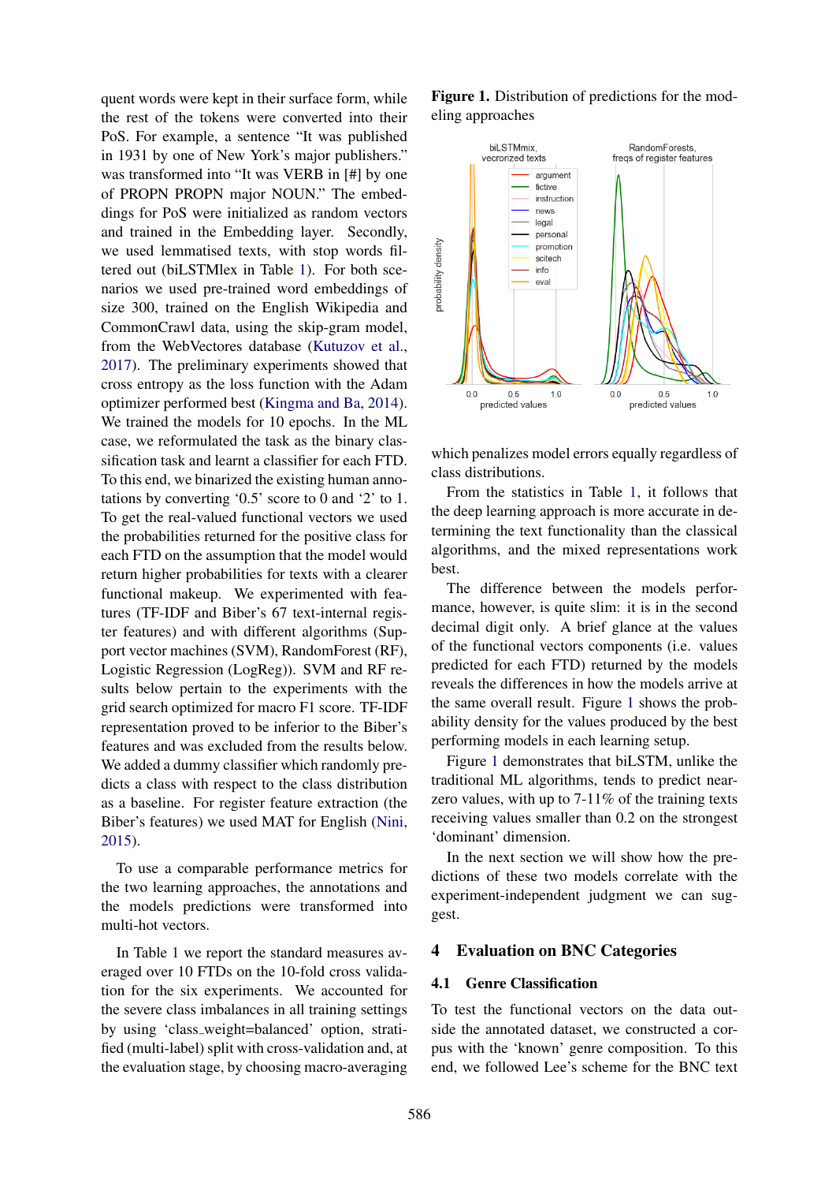quent words were kept in their surface form, while the rest of the tokens were converted into their PoS. For example, a sentence "It was published in 1931 by one of New York's major publishers." was transformed into "It was VERB in [#] by one of PROPN PROPN major NOUN." The embeddings for PoS were initialized as random vectors and trained in the Embedding layer. Secondly, we used lemmatised texts, with stop words filtered out (biLSTMlex in Table 1). For both scenarios we used pre-trained word embeddings of size 300, trained on the English Wikipedia and CommonCrawl data, using the skip-gram model, from the WebVectores database (Kutuzov et al., 2017). The preliminary experiments showed that cross entropy as the loss function with the Adam optimizer performed best (Kingma and Ba, 2014). We trained the models for 10 epochs. In the ML case, we reformulated the task as the binary classification task and learnt a classifier for each FTD. To this end, we binarized the existing human annotations by converting '0.5' score to 0 and '2' to 1. To get the real-valued functional vectors we used the probabilities returned for the positive class for each FTD on the assumption that the model would return higher probabilities for texts with a clearer functional makeup. We experimented with features (TF-IDF and Biber's 67 text-internal register features) and with different algorithms (Support vector machines (SVM), RandomForest (RF), Logistic Regression (LogReg)). SVM and RF results below pertain to the experiments with the grid search optimized for macro F1 score. TF-IDF representation proved to be inferior to the Biber's features and was excluded from the results below. We added a dummy classifier which randomly predicts a class with respect to the class distribution as a baseline. For register feature extraction (the Biber's features) we used MAT for English (Nini, 2015).

To use a comparable performance metrics for the two learning approaches, the annotations and the models predictions were transformed into multi-hot vectors.

In Table 1 we report the standard measures averaged over 10 FTDs on the 10-fold cross validation for the six experiments. We accounted for the severe class imbalances in all training settings by using 'class_weight=balanced' option, stratified (multi-label) split with cross-validation and, at the evaluation stage, by choosing macro-averaging

**Figure 1.** Distribution of predictions for the modeling approaches

which penalizes model errors equally regardless of class distributions.

From the statistics in Table 1, it follows that the deep learning approach is more accurate in determining the text functionality than the classical algorithms, and the mixed representations work best.

The difference between the models performance, however, is quite slim: it is in the second decimal digit only. A brief glance at the values of the functional vectors components (i.e. values predicted for each FTD) returned by the models reveals the differences in how the models arrive at the same overall result. Figure 1 shows the probability density for the values produced by the best performing models in each learning setup.

Figure 1 demonstrates that biLSTM, unlike the traditional ML algorithms, tends to predict near-zero values, with up to 7-11% of the training texts receiving values smaller than 0.2 on the strongest 'dominant' dimension.

In the next section we will show how the predictions of these two models correlate with the experiment-independent judgment we can suggest.

## 4 Evaluation on BNC Categories

### 4.1 Genre Classification

To test the functional vectors on the data outside the annotated dataset, we constructed a corpus with the 'known' genre composition. To this end, we followed Lee's scheme for the BNC text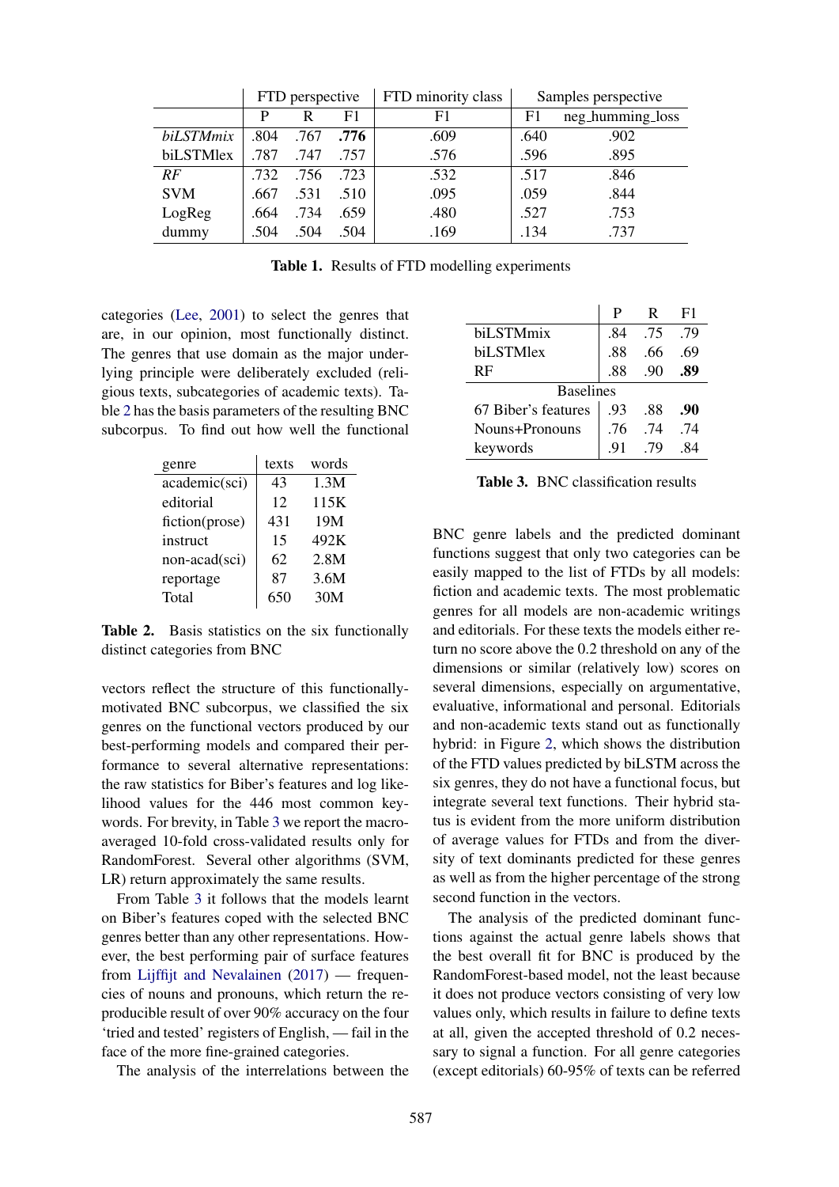| | FTD perspective | | | FTD minority class | Samples perspective | |
|---|---|---|---|---|---|---|
| | P | R | F1 | F1 | F1 | neg_humming_loss |
| *biLSTMmix* | .804 | .767 | **.776** | .609 | .640 | .902 |
| biLSTMlex | .787 | .747 | .757 | .576 | .596 | .895 |
| *RF* | .732 | .756 | .723 | .532 | .517 | .846 |
| SVM | .667 | .531 | .510 | .095 | .059 | .844 |
| LogReg | .664 | .734 | .659 | .480 | .527 | .753 |
| dummy | .504 | .504 | .504 | .169 | .134 | .737 |

**Table 1.** Results of FTD modelling experiments

categories (Lee, 2001) to select the genres that are, in our opinion, most functionally distinct. The genres that use domain as the major underlying principle were deliberately excluded (religious texts, subcategories of academic texts). Table 2 has the basis parameters of the resulting BNC subcorpus. To find out how well the functional

| genre | texts | words |
|---|---|---|
| academic(sci) | 43 | 1.3M |
| editorial | 12 | 115K |
| fiction(prose) | 431 | 19M |
| instruct | 15 | 492K |
| non-acad(sci) | 62 | 2.8M |
| reportage | 87 | 3.6M |
| Total | 650 | 30M |

**Table 2.** Basis statistics on the six functionally distinct categories from BNC

vectors reflect the structure of this functionally-motivated BNC subcorpus, we classified the six genres on the functional vectors produced by our best-performing models and compared their performance to several alternative representations: the raw statistics for Biber's features and log likelihood values for the 446 most common keywords. For brevity, in Table 3 we report the macro-averaged 10-fold cross-validated results only for RandomForest. Several other algorithms (SVM, LR) return approximately the same results.

From Table 3 it follows that the models learnt on Biber's features coped with the selected BNC genres better than any other representations. However, the best performing pair of surface features from Lijffijt and Nevalainen (2017) — frequencies of nouns and pronouns, which return the reproducible result of over 90% accuracy on the four 'tried and tested' registers of English, — fail in the face of the more fine-grained categories.

The analysis of the interrelations between the BNC genre labels and the predicted dominant functions suggest that only two categories can be easily mapped to the list of FTDs by all models: fiction and academic texts. The most problematic genres for all models are non-academic writings and editorials. For these texts the models either return no score above the 0.2 threshold on any of the dimensions or similar (relatively low) scores on several dimensions, especially on argumentative, evaluative, informational and personal. Editorials and non-academic texts stand out as functionally hybrid: in Figure 2, which shows the distribution of the FTD values predicted by biLSTM across the six genres, they do not have a functional focus, but integrate several text functions. Their hybrid status is evident from the more uniform distribution of average values for FTDs and from the diversity of text dominants predicted for these genres as well as from the higher percentage of the strong second function in the vectors.

| | P | R | F1 |
|---|---|---|---|
| biLSTMmix | .84 | .75 | .79 |
| biLSTMlex | .88 | .66 | .69 |
| RF | .88 | .90 | **.89** |
| Baselines | | | |
| 67 Biber's features | .93 | .88 | **.90** |
| Nouns+Pronouns | .76 | .74 | .74 |
| keywords | .91 | .79 | .84 |

**Table 3.** BNC classification results

The analysis of the predicted dominant functions against the actual genre labels shows that the best overall fit for BNC is produced by the RandomForest-based model, not the least because it does not produce vectors consisting of very low values only, which results in failure to define texts at all, given the accepted threshold of 0.2 necessary to signal a function. For all genre categories (except editorials) 60-95% of texts can be referred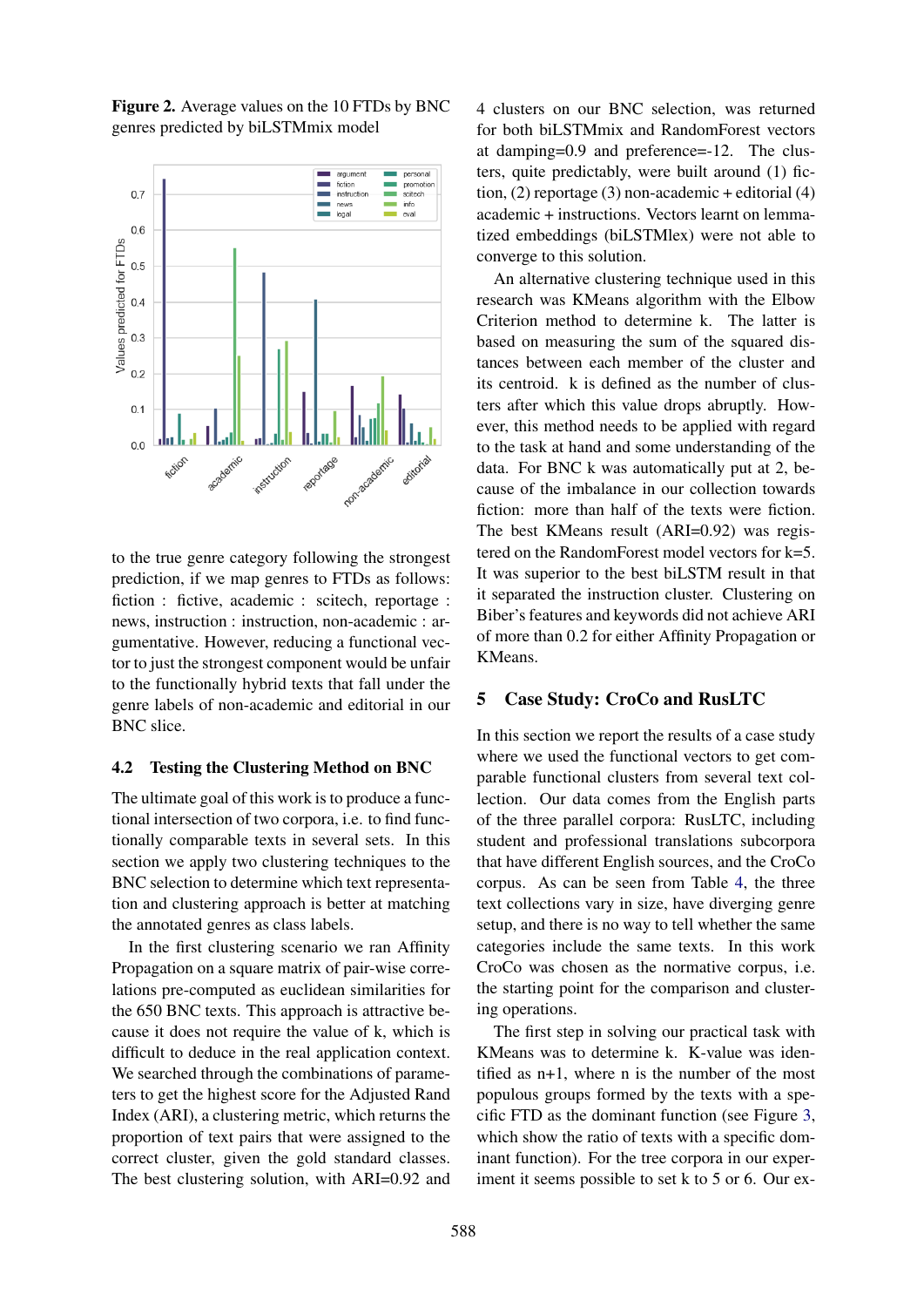**Figure 2.** Average values on the 10 FTDs by BNC genres predicted by biLSTMmix model

to the true genre category following the strongest prediction, if we map genres to FTDs as follows: fiction : fictive, academic : scitech, reportage : news, instruction : instruction, non-academic : argumentative. However, reducing a functional vector to just the strongest component would be unfair to the functionally hybrid texts that fall under the genre labels of non-academic and editorial in our BNC slice.

### 4.2 Testing the Clustering Method on BNC

The ultimate goal of this work is to produce a functional intersection of two corpora, i.e. to find functionally comparable texts in several sets. In this section we apply two clustering techniques to the BNC selection to determine which text representation and clustering approach is better at matching the annotated genres as class labels.

In the first clustering scenario we ran Affinity Propagation on a square matrix of pair-wise correlations pre-computed as euclidean similarities for the 650 BNC texts. This approach is attractive because it does not require the value of k, which is difficult to deduce in the real application context. We searched through the combinations of parameters to get the highest score for the Adjusted Rand Index (ARI), a clustering metric, which returns the proportion of text pairs that were assigned to the correct cluster, given the gold standard classes. The best clustering solution, with ARI=0.92 and 4 clusters on our BNC selection, was returned for both biLSTMmix and RandomForest vectors at damping=0.9 and preference=-12. The clusters, quite predictably, were built around (1) fiction, (2) reportage (3) non-academic + editorial (4) academic + instructions. Vectors learnt on lemmatized embeddings (biLSTMlex) were not able to converge to this solution.

An alternative clustering technique used in this research was KMeans algorithm with the Elbow Criterion method to determine k. The latter is based on measuring the sum of the squared distances between each member of the cluster and its centroid. k is defined as the number of clusters after which this value drops abruptly. However, this method needs to be applied with regard to the task at hand and some understanding of the data. For BNC k was automatically put at 2, because of the imbalance in our collection towards fiction: more than half of the texts were fiction. The best KMeans result (ARI=0.92) was registered on the RandomForest model vectors for k=5. It was superior to the best biLSTM result in that it separated the instruction cluster. Clustering on Biber's features and keywords did not achieve ARI of more than 0.2 for either Affinity Propagation or KMeans.

## 5 Case Study: CroCo and RusLTC

In this section we report the results of a case study where we used the functional vectors to get comparable functional clusters from several text collection. Our data comes from the English parts of the three parallel corpora: RusLTC, including student and professional translations subcorpora that have different English sources, and the CroCo corpus. As can be seen from Table 4, the three text collections vary in size, have diverging genre setup, and there is no way to tell whether the same categories include the same texts. In this work CroCo was chosen as the normative corpus, i.e. the starting point for the comparison and clustering operations.

The first step in solving our practical task with KMeans was to determine k. K-value was identified as n+1, where n is the number of the most populous groups formed by the texts with a specific FTD as the dominant function (see Figure 3, which show the ratio of texts with a specific dominant function). For the tree corpora in our experiment it seems possible to set k to 5 or 6. Our ex-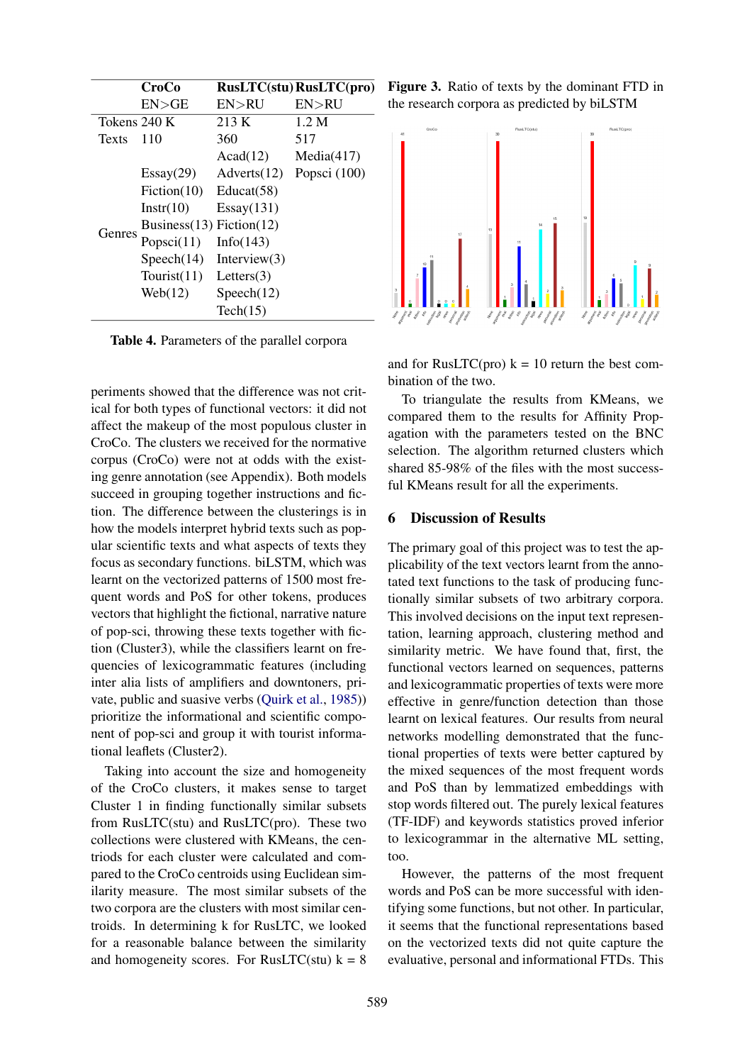|  | CroCo | RusLTC(stu) | RusLTC(pro) |
|---|---|---|---|
|  | EN>GE | EN>RU | EN>RU |
| Tokens | 240 K | 213 K | 1.2 M |
| Texts | 110 | 360 | 517 |
| Genres |  | Acad(12) | Media(417) |
|  | Essay(29) | Adverts(12) | Popsci (100) |
|  | Fiction(10) | Educat(58) |  |
|  | Instr(10) | Essay(131) |  |
|  | Business(13) | Fiction(12) |  |
|  | Popsci(11) | Info(143) |  |
|  | Speech(14) | Interview(3) |  |
|  | Tourist(11) | Letters(3) |  |
|  | Web(12) | Speech(12) |  |
|  |  | Tech(15) |  |

**Table 4.** Parameters of the parallel corpora

periments showed that the difference was not critical for both types of functional vectors: it did not affect the makeup of the most populous cluster in CroCo. The clusters we received for the normative corpus (CroCo) were not at odds with the existing genre annotation (see Appendix). Both models succeed in grouping together instructions and fiction. The difference between the clusterings is in how the models interpret hybrid texts such as popular scientific texts and what aspects of texts they focus as secondary functions. biLSTM, which was learnt on the vectorized patterns of 1500 most frequent words and PoS for other tokens, produces vectors that highlight the fictional, narrative nature of pop-sci, throwing these texts together with fiction (Cluster3), while the classifiers learnt on frequencies of lexicogrammatic features (including inter alia lists of amplifiers and downtoners, private, public and suasive verbs (Quirk et al., 1985)) prioritize the informational and scientific component of pop-sci and group it with tourist informational leaflets (Cluster2).

Taking into account the size and homogeneity of the CroCo clusters, it makes sense to target Cluster 1 in finding functionally similar subsets from RusLTC(stu) and RusLTC(pro). These two collections were clustered with KMeans, the centriods for each cluster were calculated and compared to the CroCo centroids using Euclidean similarity measure. The most similar subsets of the two corpora are the clusters with most similar centroids. In determining k for RusLTC, we looked for a reasonable balance between the similarity and homogeneity scores. For RusLTC(stu) k = 8

**Figure 3.** Ratio of texts by the dominant FTD in the research corpora as predicted by biLSTM

and for RusLTC(pro) k = 10 return the best combination of the two.

To triangulate the results from KMeans, we compared them to the results for Affinity Propagation with the parameters tested on the BNC selection. The algorithm returned clusters which shared 85-98% of the files with the most successful KMeans result for all the experiments.

## 6 Discussion of Results

The primary goal of this project was to test the applicability of the text vectors learnt from the annotated text functions to the task of producing functionally similar subsets of two arbitrary corpora. This involved decisions on the input text representation, learning approach, clustering method and similarity metric. We have found that, first, the functional vectors learned on sequences, patterns and lexicogrammatic properties of texts were more effective in genre/function detection than those learnt on lexical features. Our results from neural networks modelling demonstrated that the functional properties of texts were better captured by the mixed sequences of the most frequent words and PoS than by lemmatized embeddings with stop words filtered out. The purely lexical features (TF-IDF) and keywords statistics proved inferior to lexicogrammar in the alternative ML setting, too.

However, the patterns of the most frequent words and PoS can be more successful with identifying some functions, but not other. In particular, it seems that the functional representations based on the vectorized texts did not quite capture the evaluative, personal and informational FTDs. This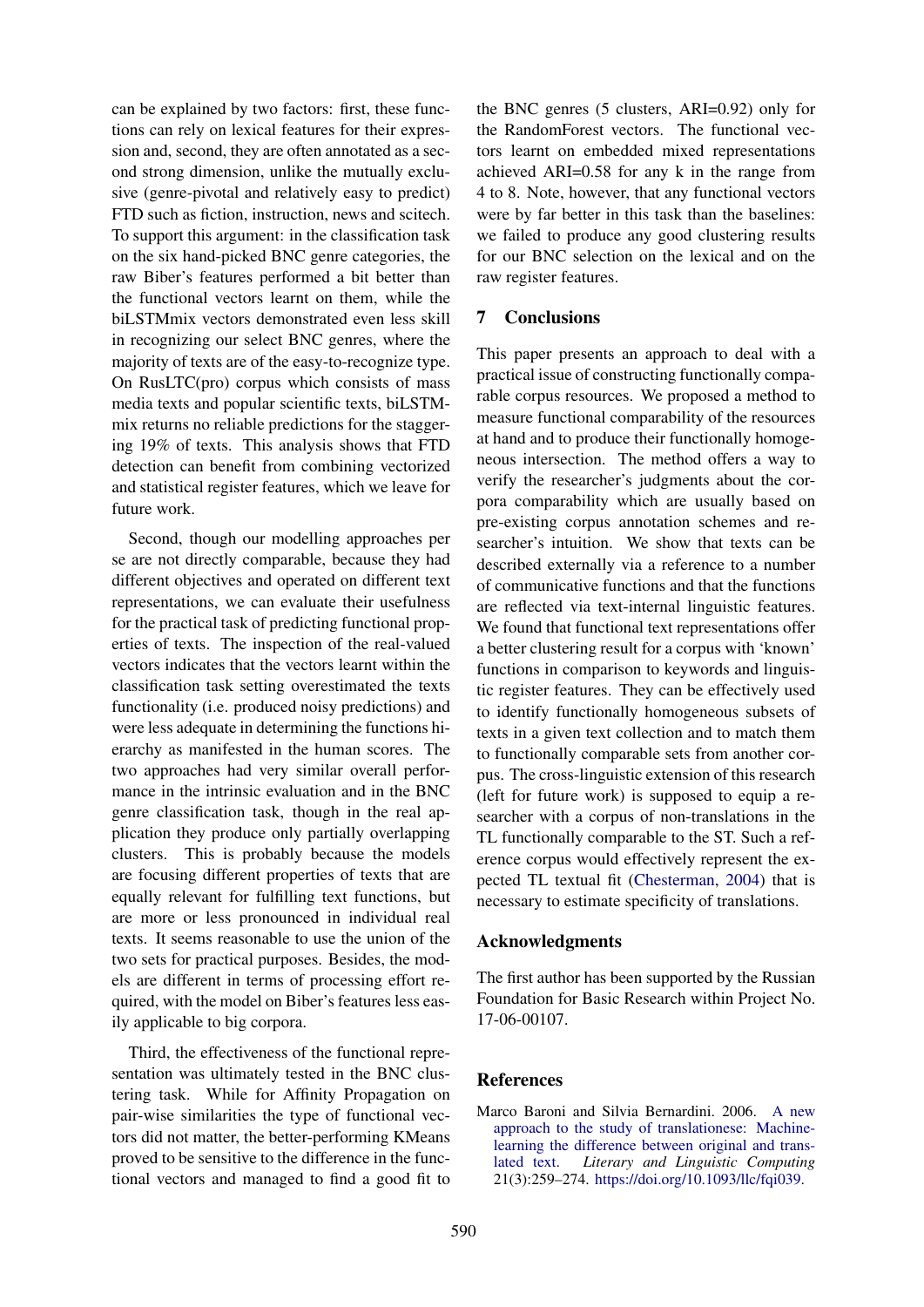can be explained by two factors: first, these functions can rely on lexical features for their expression and, second, they are often annotated as a second strong dimension, unlike the mutually exclusive (genre-pivotal and relatively easy to predict) FTD such as fiction, instruction, news and scitech. To support this argument: in the classification task on the six hand-picked BNC genre categories, the raw Biber's features performed a bit better than the functional vectors learnt on them, while the biLSTMmix vectors demonstrated even less skill in recognizing our select BNC genres, where the majority of texts are of the easy-to-recognize type. On RusLTC(pro) corpus which consists of mass media texts and popular scientific texts, biLSTMmix returns no reliable predictions for the staggering 19% of texts. This analysis shows that FTD detection can benefit from combining vectorized and statistical register features, which we leave for future work.

Second, though our modelling approaches per se are not directly comparable, because they had different objectives and operated on different text representations, we can evaluate their usefulness for the practical task of predicting functional properties of texts. The inspection of the real-valued vectors indicates that the vectors learnt within the classification task setting overestimated the texts functionality (i.e. produced noisy predictions) and were less adequate in determining the functions hierarchy as manifested in the human scores. The two approaches had very similar overall performance in the intrinsic evaluation and in the BNC genre classification task, though in the real application they produce only partially overlapping clusters. This is probably because the models are focusing different properties of texts that are equally relevant for fulfilling text functions, but are more or less pronounced in individual real texts. It seems reasonable to use the union of the two sets for practical purposes. Besides, the models are different in terms of processing effort required, with the model on Biber's features less easily applicable to big corpora.

Third, the effectiveness of the functional representation was ultimately tested in the BNC clustering task. While for Affinity Propagation on pair-wise similarities the type of functional vectors did not matter, the better-performing KMeans proved to be sensitive to the difference in the functional vectors and managed to find a good fit to the BNC genres (5 clusters, ARI=0.92) only for the RandomForest vectors. The functional vectors learnt on embedded mixed representations achieved ARI=0.58 for any k in the range from 4 to 8. Note, however, that any functional vectors were by far better in this task than the baselines: we failed to produce any good clustering results for our BNC selection on the lexical and on the raw register features.

## 7 Conclusions

This paper presents an approach to deal with a practical issue of constructing functionally comparable corpus resources. We proposed a method to measure functional comparability of the resources at hand and to produce their functionally homogeneous intersection. The method offers a way to verify the researcher's judgments about the corpora comparability which are usually based on pre-existing corpus annotation schemes and researcher's intuition. We show that texts can be described externally via a reference to a number of communicative functions and that the functions are reflected via text-internal linguistic features. We found that functional text representations offer a better clustering result for a corpus with 'known' functions in comparison to keywords and linguistic register features. They can be effectively used to identify functionally homogeneous subsets of texts in a given text collection and to match them to functionally comparable sets from another corpus. The cross-linguistic extension of this research (left for future work) is supposed to equip a researcher with a corpus of non-translations in the TL functionally comparable to the ST. Such a reference corpus would effectively represent the expected TL textual fit (Chesterman, 2004) that is necessary to estimate specificity of translations.

## Acknowledgments

The first author has been supported by the Russian Foundation for Basic Research within Project No. 17-06-00107.

## References

Marco Baroni and Silvia Bernardini. 2006. A new approach to the study of translationese: Machine-learning the difference between original and translated text. *Literary and Linguistic Computing* 21(3):259–274. https://doi.org/10.1093/llc/fqi039.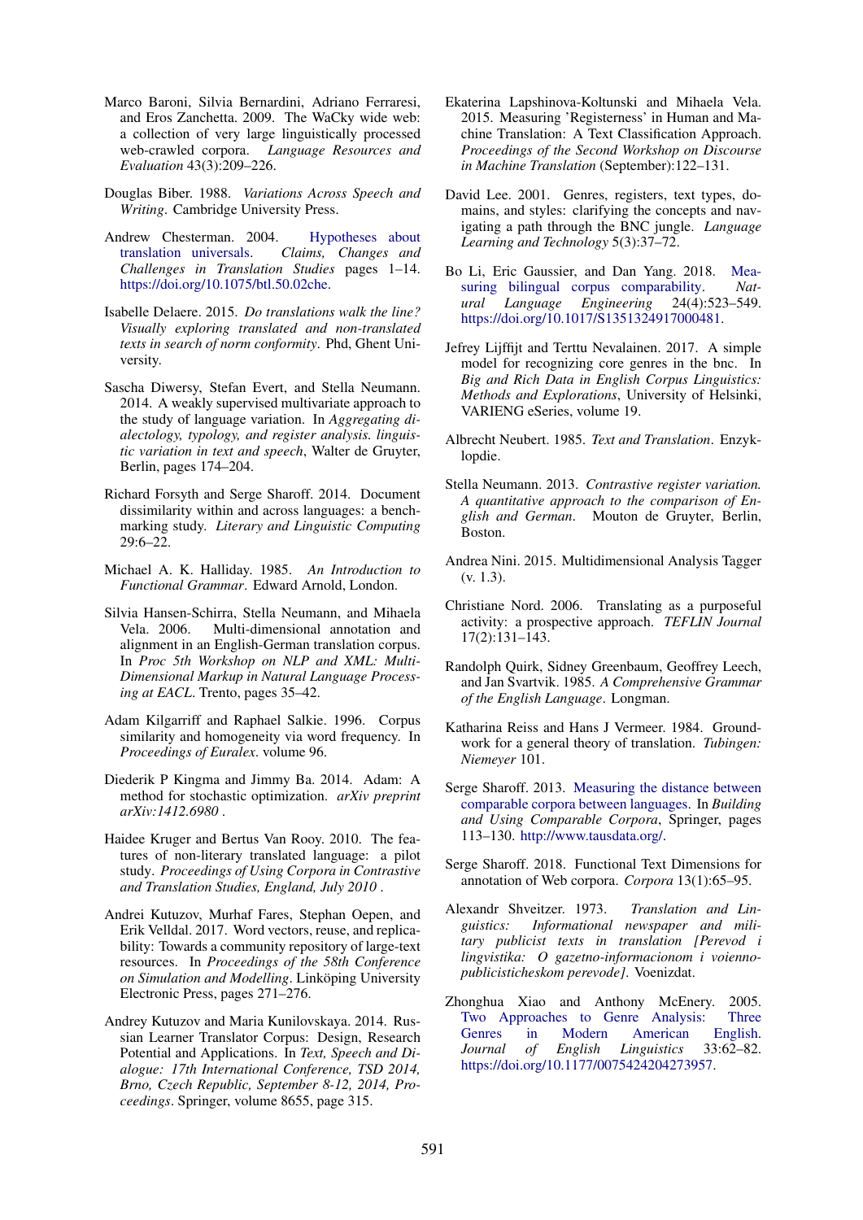Marco Baroni, Silvia Bernardini, Adriano Ferraresi, and Eros Zanchetta. 2009. The WaCky wide web: a collection of very large linguistically processed web-crawled corpora. *Language Resources and Evaluation* 43(3):209–226.

Douglas Biber. 1988. *Variations Across Speech and Writing*. Cambridge University Press.

Andrew Chesterman. 2004. Hypotheses about translation universals. *Claims, Changes and Challenges in Translation Studies* pages 1–14. https://doi.org/10.1075/btl.50.02che.

Isabelle Delaere. 2015. *Do translations walk the line? Visually exploring translated and non-translated texts in search of norm conformity*. Phd, Ghent University.

Sascha Diwersy, Stefan Evert, and Stella Neumann. 2014. A weakly supervised multivariate approach to the study of language variation. In *Aggregating dialectology, typology, and register analysis. linguistic variation in text and speech*, Walter de Gruyter, Berlin, pages 174–204.

Richard Forsyth and Serge Sharoff. 2014. Document dissimilarity within and across languages: a benchmarking study. *Literary and Linguistic Computing* 29:6–22.

Michael A. K. Halliday. 1985. *An Introduction to Functional Grammar*. Edward Arnold, London.

Silvia Hansen-Schirra, Stella Neumann, and Mihaela Vela. 2006. Multi-dimensional annotation and alignment in an English-German translation corpus. In *Proc 5th Workshop on NLP and XML: Multi-Dimensional Markup in Natural Language Processing at EACL*. Trento, pages 35–42.

Adam Kilgarriff and Raphael Salkie. 1996. Corpus similarity and homogeneity via word frequency. In *Proceedings of Euralex*. volume 96.

Diederik P Kingma and Jimmy Ba. 2014. Adam: A method for stochastic optimization. *arXiv preprint arXiv:1412.6980* .

Haidee Kruger and Bertus Van Rooy. 2010. The features of non-literary translated language: a pilot study. *Proceedings of Using Corpora in Contrastive and Translation Studies, England, July 2010* .

Andrei Kutuzov, Murhaf Fares, Stephan Oepen, and Erik Velldal. 2017. Word vectors, reuse, and replicability: Towards a community repository of large-text resources. In *Proceedings of the 58th Conference on Simulation and Modelling*. Linköping University Electronic Press, pages 271–276.

Andrey Kutuzov and Maria Kunilovskaya. 2014. Russian Learner Translator Corpus: Design, Research Potential and Applications. In *Text, Speech and Dialogue: 17th International Conference, TSD 2014, Brno, Czech Republic, September 8-12, 2014, Proceedings*. Springer, volume 8655, page 315.

Ekaterina Lapshinova-Koltunski and Mihaela Vela. 2015. Measuring 'Registerness' in Human and Machine Translation: A Text Classification Approach. *Proceedings of the Second Workshop on Discourse in Machine Translation* (September):122–131.

David Lee. 2001. Genres, registers, text types, domains, and styles: clarifying the concepts and navigating a path through the BNC jungle. *Language Learning and Technology* 5(3):37–72.

Bo Li, Eric Gaussier, and Dan Yang. 2018. Measuring bilingual corpus comparability. *Natural Language Engineering* 24(4):523–549. https://doi.org/10.1017/S1351324917000481.

Jefrey Lijffijt and Terttu Nevalainen. 2017. A simple model for recognizing core genres in the bnc. In *Big and Rich Data in English Corpus Linguistics: Methods and Explorations*, University of Helsinki, VARIENG eSeries, volume 19.

Albrecht Neubert. 1985. *Text and Translation*. Enzyklopdie.

Stella Neumann. 2013. *Contrastive register variation. A quantitative approach to the comparison of English and German*. Mouton de Gruyter, Berlin, Boston.

Andrea Nini. 2015. Multidimensional Analysis Tagger (v. 1.3).

Christiane Nord. 2006. Translating as a purposeful activity: a prospective approach. *TEFLIN Journal* 17(2):131–143.

Randolph Quirk, Sidney Greenbaum, Geoffrey Leech, and Jan Svartvik. 1985. *A Comprehensive Grammar of the English Language*. Longman.

Katharina Reiss and Hans J Vermeer. 1984. Groundwork for a general theory of translation. *Tubingen: Niemeyer* 101.

Serge Sharoff. 2013. Measuring the distance between comparable corpora between languages. In *Building and Using Comparable Corpora*, Springer, pages 113–130. http://www.tausdata.org/.

Serge Sharoff. 2018. Functional Text Dimensions for annotation of Web corpora. *Corpora* 13(1):65–95.

Alexandr Shveitzer. 1973. *Translation and Linguistics: Informational newspaper and military publicist texts in translation [Perevod i lingvistika: O gazetno-informacionom i voienno-publicisticheskom perevode]*. Voenizdat.

Zhonghua Xiao and Anthony McEnery. 2005. Two Approaches to Genre Analysis: Three Genres in Modern American English. *Journal of English Linguistics* 33:62–82. https://doi.org/10.1177/0075424204273957.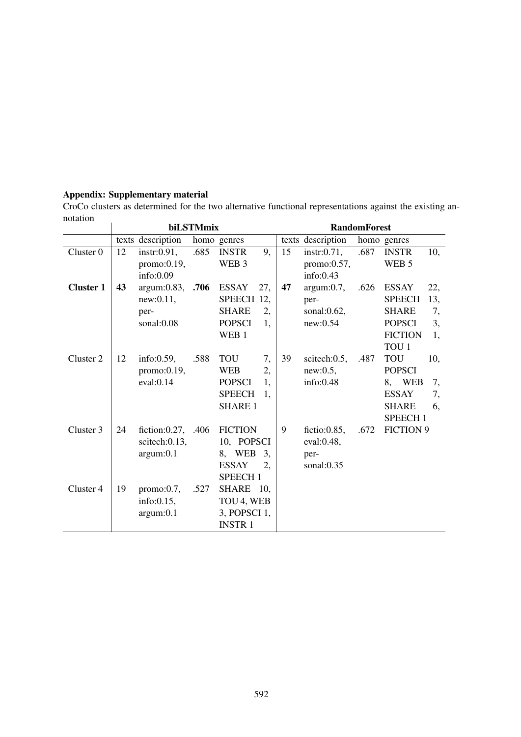## Appendix: Supplementary material

CroCo clusters as determined for the two alternative functional representations against the existing annotation

| | biLSTMmix | | | | RandomForest | | | |
|---|---|---|---|---|---|---|---|---|
| | texts | description | homo | genres | texts | description | homo | genres |
| Cluster 0 | 12 | instr:0.91, promo:0.19, info:0.09 | .685 | INSTR 9, WEB 3 | 15 | instr:0.71, promo:0.57, info:0.43 | .687 | INSTR 10, WEB 5 |
| **Cluster 1** | **43** | argum:0.83, new:0.11, personal:0.08 | **.706** | ESSAY 27, SPEECH 12, SHARE 2, POPSCI 1, WEB 1 | **47** | argum:0.7, personal:0.62, new:0.54 | .626 | ESSAY 22, SPEECH 13, SHARE 7, POPSCI 3, FICTION 1, TOU 1 |
| Cluster 2 | 12 | info:0.59, promo:0.19, eval:0.14 | .588 | TOU 7, WEB 2, POPSCI 1, SPEECH 1, SHARE 1 | 39 | scitech:0.5, new:0.5, info:0.48 | .487 | TOU 10, POPSCI 8, WEB 7, ESSAY 7, SHARE 6, SPEECH 1 |
| Cluster 3 | 24 | fiction:0.27, scitech:0.13, argum:0.1 | .406 | FICTION 10, POPSCI 8, WEB 3, ESSAY 2, SPEECH 1 | 9 | fictio:0.85, eval:0.48, personal:0.35 | .672 | FICTION 9 |
| Cluster 4 | 19 | promo:0.7, info:0.15, argum:0.1 | .527 | SHARE 10, TOU 4, WEB 3, POPSCI 1, INSTR 1 | | | | |